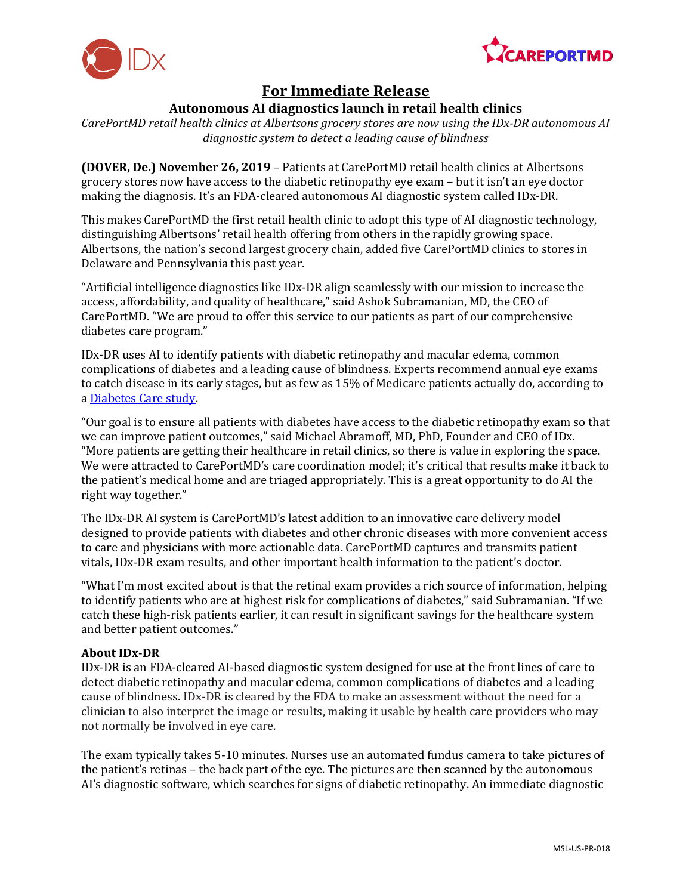IDx

CAREPORTMD

# For Immediate Release

## Autonomous AI diagnostics launch in retail health clinics

*CarePortMD retail health clinics at Albertsons grocery stores are now using the IDx-DR autonomous AI diagnostic system to detect a leading cause of blindness*

**(DOVER, De.) November 26, 2019** – Patients at CarePortMD retail health clinics at Albertsons grocery stores now have access to the diabetic retinopathy eye exam – but it isn't an eye doctor making the diagnosis. It's an FDA-cleared autonomous AI diagnostic system called IDx-DR.

This makes CarePortMD the first retail health clinic to adopt this type of AI diagnostic technology, distinguishing Albertsons' retail health offering from others in the rapidly growing space. Albertsons, the nation's second largest grocery chain, added five CarePortMD clinics to stores in Delaware and Pennsylvania this past year.

"Artificial intelligence diagnostics like IDx-DR align seamlessly with our mission to increase the access, affordability, and quality of healthcare," said Ashok Subramanian, MD, the CEO of CarePortMD. "We are proud to offer this service to our patients as part of our comprehensive diabetes care program."

IDx-DR uses AI to identify patients with diabetic retinopathy and macular edema, common complications of diabetes and a leading cause of blindness. Experts recommend annual eye exams to catch disease in its early stages, but as few as 15% of Medicare patients actually do, according to a Diabetes Care study.

"Our goal is to ensure all patients with diabetes have access to the diabetic retinopathy exam so that we can improve patient outcomes," said Michael Abramoff, MD, PhD, Founder and CEO of IDx. "More patients are getting their healthcare in retail clinics, so there is value in exploring the space. We were attracted to CarePortMD's care coordination model; it's critical that results make it back to the patient's medical home and are triaged appropriately. This is a great opportunity to do AI the right way together."

The IDx-DR AI system is CarePortMD's latest addition to an innovative care delivery model designed to provide patients with diabetes and other chronic diseases with more convenient access to care and physicians with more actionable data. CarePortMD captures and transmits patient vitals, IDx-DR exam results, and other important health information to the patient's doctor.

"What I'm most excited about is that the retinal exam provides a rich source of information, helping to identify patients who are at highest risk for complications of diabetes," said Subramanian. "If we catch these high-risk patients earlier, it can result in significant savings for the healthcare system and better patient outcomes."

**About IDx-DR**

IDx-DR is an FDA-cleared AI-based diagnostic system designed for use at the front lines of care to detect diabetic retinopathy and macular edema, common complications of diabetes and a leading cause of blindness. IDx-DR is cleared by the FDA to make an assessment without the need for a clinician to also interpret the image or results, making it usable by health care providers who may not normally be involved in eye care.

The exam typically takes 5-10 minutes. Nurses use an automated fundus camera to take pictures of the patient's retinas – the back part of the eye. The pictures are then scanned by the autonomous AI's diagnostic software, which searches for signs of diabetic retinopathy. An immediate diagnostic

MSL-US-PR-018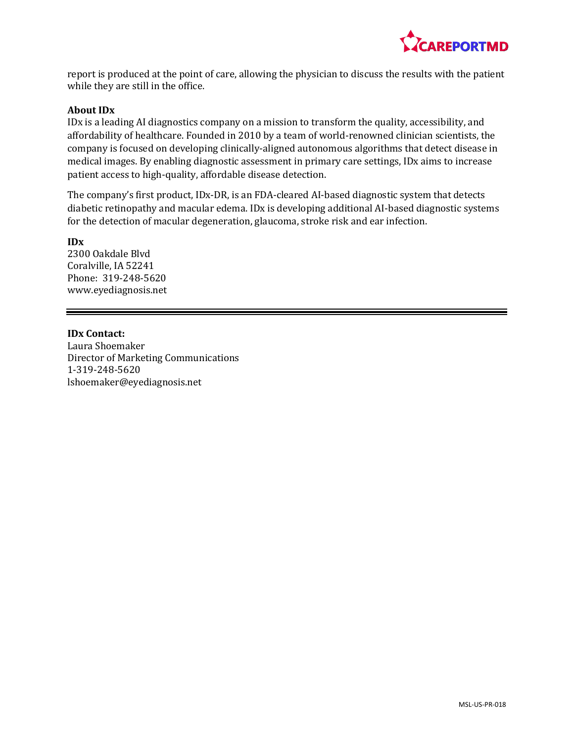report is produced at the point of care, allowing the physician to discuss the results with the patient while they are still in the office.

**About IDx**

IDx is a leading AI diagnostics company on a mission to transform the quality, accessibility, and affordability of healthcare. Founded in 2010 by a team of world-renowned clinician scientists, the company is focused on developing clinically-aligned autonomous algorithms that detect disease in medical images. By enabling diagnostic assessment in primary care settings, IDx aims to increase patient access to high-quality, affordable disease detection.

The company's first product, IDx-DR, is an FDA-cleared AI-based diagnostic system that detects diabetic retinopathy and macular edema. IDx is developing additional AI-based diagnostic systems for the detection of macular degeneration, glaucoma, stroke risk and ear infection.

**IDx**
2300 Oakdale Blvd
Coralville, IA 52241
Phone: 319-248-5620
www.eyediagnosis.net

---

**IDx Contact:**
Laura Shoemaker
Director of Marketing Communications
1-319-248-5620
lshoemaker@eyediagnosis.net

MSL-US-PR-018